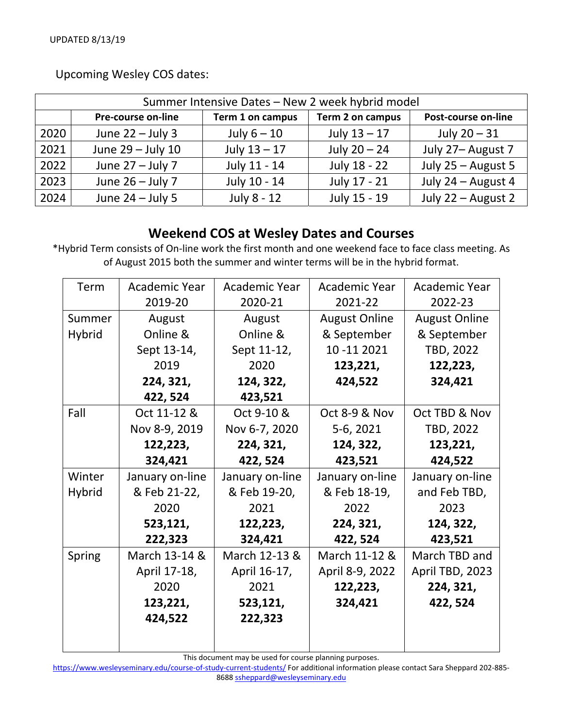UPDATED 8/13/19

Upcoming Wesley COS dates:

| Summer Intensive Dates – New 2 week hybrid model | | | | |
|---|---|---|---|---|
| | **Pre-course on-line** | **Term 1 on campus** | **Term 2 on campus** | **Post-course on-line** |
| 2020 | June 22 – July 3 | July 6 – 10 | July 13 – 17 | July 20 – 31 |
| 2021 | June 29 – July 10 | July 13 – 17 | July 20 – 24 | July 27– August 7 |
| 2022 | June 27 – July 7 | July 11 - 14 | July 18 - 22 | July 25 – August 5 |
| 2023 | June 26 – July 7 | July 10 - 14 | July 17 - 21 | July 24 – August 4 |
| 2024 | June 24 – July 5 | July 8 - 12 | July 15 - 19 | July 22 – August 2 |

## Weekend COS at Wesley Dates and Courses

*Hybrid Term consists of On-line work the first month and one weekend face to face class meeting. As of August 2015 both the summer and winter terms will be in the hybrid format.

| Term | Academic Year 2019-20 | Academic Year 2020-21 | Academic Year 2021-22 | Academic Year 2022-23 |
|---|---|---|---|---|
| Summer Hybrid | August Online & Sept 13-14, 2019 **224, 321, 422, 524** | August Online & Sept 11-12, 2020 **124, 322, 423,521** | August Online & September 10 -11 2021 **123,221, 424,522** | August Online & September TBD, 2022 **122,223, 324,421** |
| Fall | Oct 11-12 & Nov 8-9, 2019 **122,223, 324,421** | Oct 9-10 & Nov 6-7, 2020 **224, 321, 422, 524** | Oct 8-9 & Nov 5-6, 2021 **124, 322, 423,521** | Oct TBD & Nov TBD, 2022 **123,221, 424,522** |
| Winter Hybrid | January on-line & Feb 21-22, 2020 **523,121, 222,323** | January on-line & Feb 19-20, 2021 **122,223, 324,421** | January on-line & Feb 18-19, 2022 **224, 321, 422, 524** | January on-line and Feb TBD, 2023 **124, 322, 423,521** |
| Spring | March 13-14 & April 17-18, 2020 **123,221, 424,522** | March 12-13 & April 16-17, 2021 **523,121, 222,323** | March 11-12 & April 8-9, 2022 **122,223, 324,421** | March TBD and April TBD, 2023 **224, 321, 422, 524** |

This document may be used for course planning purposes.
https://www.wesleyseminary.edu/course-of-study-current-students/ For additional information please contact Sara Sheppard 202-885-8688 ssheppard@wesleyseminary.edu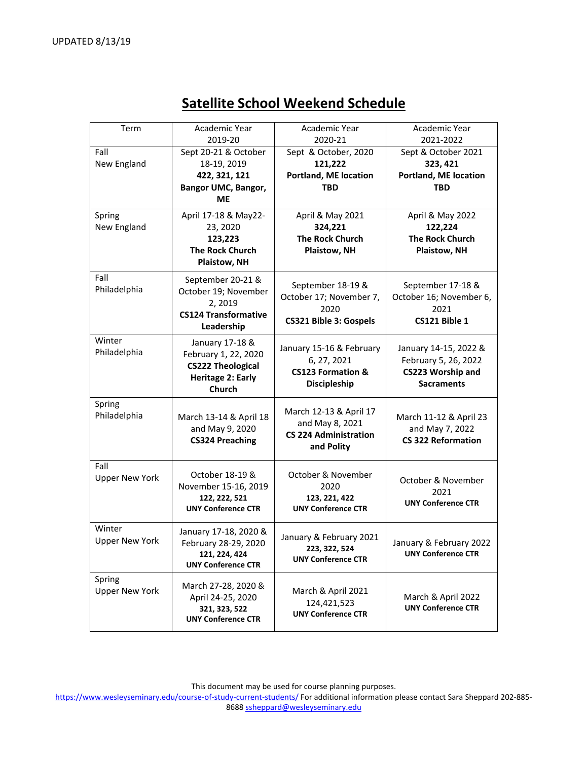UPDATED 8/13/19

# Satellite School Weekend Schedule

| Term | Academic Year 2019-20 | Academic Year 2020-21 | Academic Year 2021-2022 |
|---|---|---|---|
| Fall New England | Sept 20-21 & October 18-19, 2019 **422, 321, 121** **Bangor UMC, Bangor, ME** | Sept & October, 2020 **121,222** **Portland, ME location TBD** | Sept & October 2021 **323, 421** **Portland, ME location TBD** |
| Spring New England | April 17-18 & May22-23, 2020 **123,223** **The Rock Church Plaistow, NH** | April & May 2021 **324,221** **The Rock Church Plaistow, NH** | April & May 2022 **122,224** **The Rock Church Plaistow, NH** |
| Fall Philadelphia | September 20-21 & October 19; November 2, 2019 **CS124 Transformative Leadership** | September 18-19 & October 17; November 7, 2020 **CS321 Bible 3: Gospels** | September 17-18 & October 16; November 6, 2021 **CS121 Bible 1** |
| Winter Philadelphia | January 17-18 & February 1, 22, 2020 **CS222 Theological Heritage 2: Early Church** | January 15-16 & February 6, 27, 2021 **CS123 Formation & Discipleship** | January 14-15, 2022 & February 5, 26, 2022 **CS223 Worship and Sacraments** |
| Spring Philadelphia | March 13-14 & April 18 and May 9, 2020 **CS324 Preaching** | March 12-13 & April 17 and May 8, 2021 **CS 224 Administration and Polity** | March 11-12 & April 23 and May 7, 2022 **CS 322 Reformation** |
| Fall Upper New York | October 18-19 & November 15-16, 2019 **122, 222, 521** **UNY Conference CTR** | October & November 2020 **123, 221, 422** **UNY Conference CTR** | October & November 2021 **UNY Conference CTR** |
| Winter Upper New York | January 17-18, 2020 & February 28-29, 2020 **121, 224, 424** **UNY Conference CTR** | January & February 2021 **223, 322, 524** **UNY Conference CTR** | January & February 2022 **UNY Conference CTR** |
| Spring Upper New York | March 27-28, 2020 & April 24-25, 2020 **321, 323, 522** **UNY Conference CTR** | March & April 2021 124,421,523 **UNY Conference CTR** | March & April 2022 **UNY Conference CTR** |

This document may be used for course planning purposes.
https://www.wesleyseminary.edu/course-of-study-current-students/ For additional information please contact Sara Sheppard 202-885-8688 ssheppard@wesleyseminary.edu